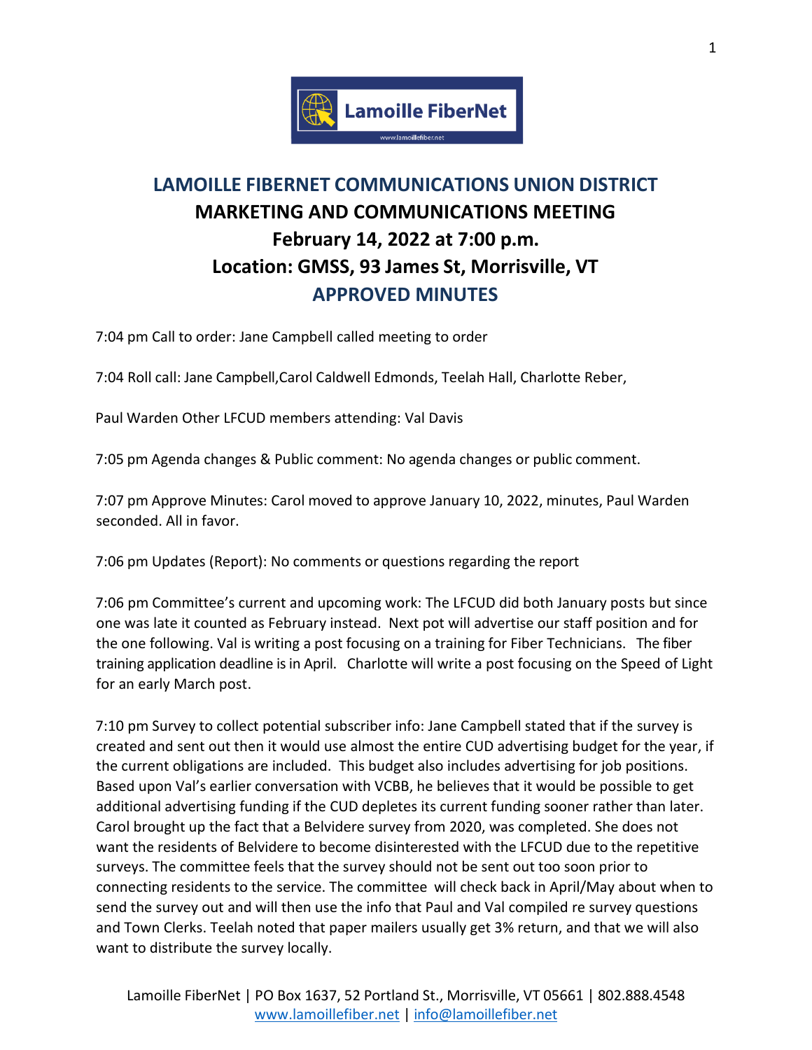# LAMOILLE FIBERNET COMMUNICATIONS UNION DISTRICT

## MARKETING AND COMMUNICATIONS MEETING

## February 14, 2022 at 7:00 p.m.

## Location: GMSS, 93 James St, Morrisville, VT

## APPROVED MINUTES

7:04 pm Call to order: Jane Campbell called meeting to order

7:04 Roll call: Jane Campbell,Carol Caldwell Edmonds, Teelah Hall, Charlotte Reber,

Paul Warden Other LFCUD members attending: Val Davis

7:05 pm Agenda changes & Public comment: No agenda changes or public comment.

7:07 pm Approve Minutes: Carol moved to approve January 10, 2022, minutes, Paul Warden seconded. All in favor.

7:06 pm Updates (Report): No comments or questions regarding the report

7:06 pm Committee's current and upcoming work: The LFCUD did both January posts but since one was late it counted as February instead. Next pot will advertise our staff position and for the one following. Val is writing a post focusing on a training for Fiber Technicians. The fiber training application deadline is in April. Charlotte will write a post focusing on the Speed of Light for an early March post.

7:10 pm Survey to collect potential subscriber info: Jane Campbell stated that if the survey is created and sent out then it would use almost the entire CUD advertising budget for the year, if the current obligations are included. This budget also includes advertising for job positions. Based upon Val's earlier conversation with VCBB, he believes that it would be possible to get additional advertising funding if the CUD depletes its current funding sooner rather than later. Carol brought up the fact that a Belvidere survey from 2020, was completed. She does not want the residents of Belvidere to become disinterested with the LFCUD due to the repetitive surveys. The committee feels that the survey should not be sent out too soon prior to connecting residents to the service. The committee will check back in April/May about when to send the survey out and will then use the info that Paul and Val compiled re survey questions and Town Clerks. Teelah noted that paper mailers usually get 3% return, and that we will also want to distribute the survey locally.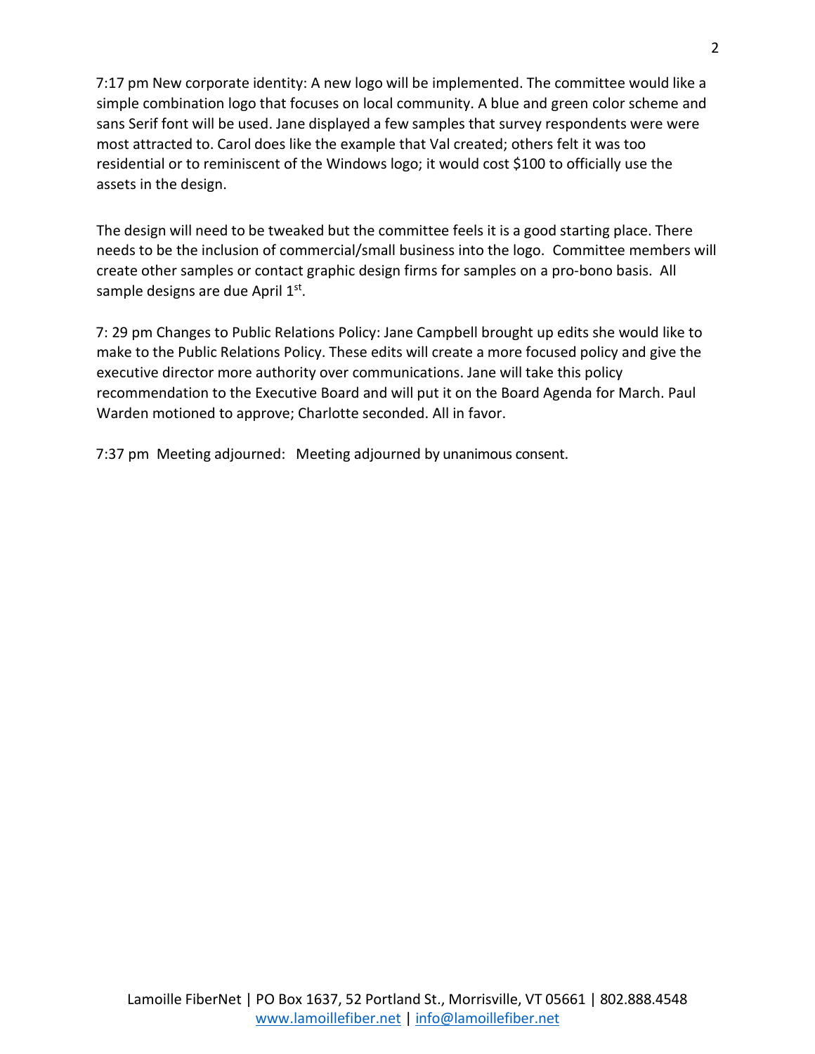7:17 pm New corporate identity: A new logo will be implemented. The committee would like a simple combination logo that focuses on local community. A blue and green color scheme and sans Serif font will be used. Jane displayed a few samples that survey respondents were were most attracted to. Carol does like the example that Val created; others felt it was too residential or to reminiscent of the Windows logo; it would cost $100 to officially use the assets in the design.

The design will need to be tweaked but the committee feels it is a good starting place. There needs to be the inclusion of commercial/small business into the logo. Committee members will create other samples or contact graphic design firms for samples on a pro-bono basis. All sample designs are due April 1st.

7: 29 pm Changes to Public Relations Policy: Jane Campbell brought up edits she would like to make to the Public Relations Policy. These edits will create a more focused policy and give the executive director more authority over communications. Jane will take this policy recommendation to the Executive Board and will put it on the Board Agenda for March. Paul Warden motioned to approve; Charlotte seconded. All in favor.

7:37 pm Meeting adjourned: Meeting adjourned by unanimous consent.

Lamoille FiberNet | PO Box 1637, 52 Portland St., Morrisville, VT 05661 | 802.888.4548
www.lamoillefiber.net | info@lamoillefiber.net